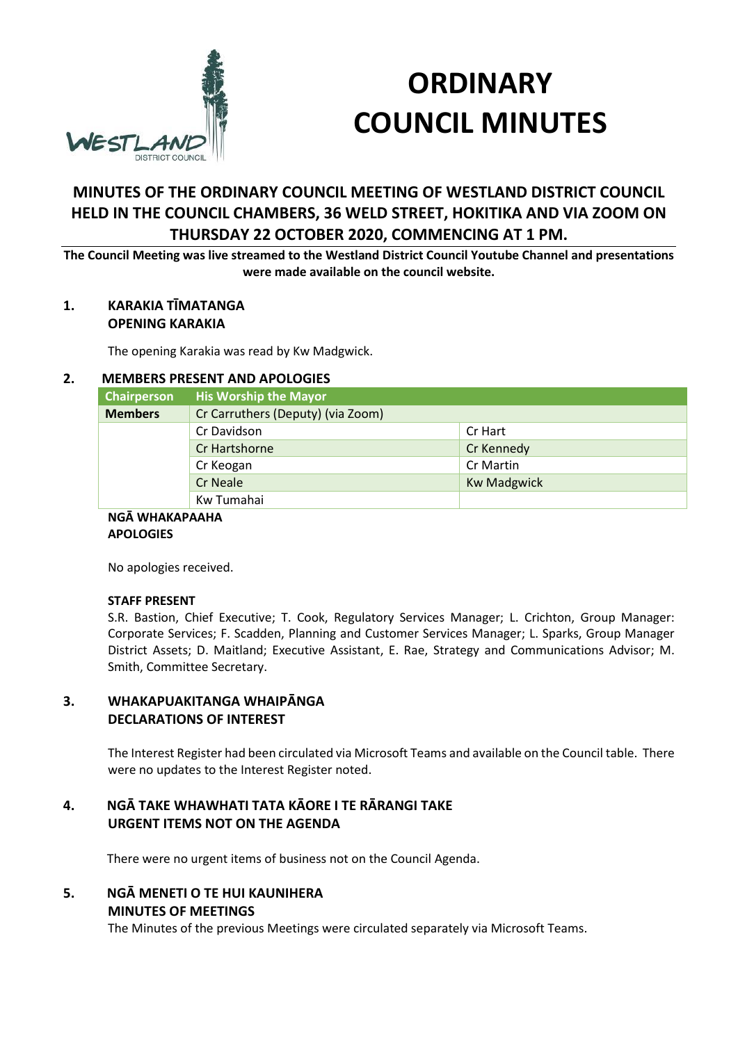# ORDINARY COUNCIL MINUTES

## MINUTES OF THE ORDINARY COUNCIL MEETING OF WESTLAND DISTRICT COUNCIL HELD IN THE COUNCIL CHAMBERS, 36 WELD STREET, HOKITIKA AND VIA ZOOM ON THURSDAY 22 OCTOBER 2020, COMMENCING AT 1 PM.

**The Council Meeting was live streamed to the Westland District Council Youtube Channel and presentations were made available on the council website.**

### 1. KARAKIA TĪMATANGA OPENING KARAKIA

The opening Karakia was read by Kw Madgwick.

### 2. MEMBERS PRESENT AND APOLOGIES

| Chairperson | His Worship the Mayor | |
|---|---|---|
| **Members** | Cr Carruthers (Deputy) (via Zoom) | |
| | Cr Davidson | Cr Hart |
| | Cr Hartshorne | Cr Kennedy |
| | Cr Keogan | Cr Martin |
| | Cr Neale | Kw Madgwick |
| | Kw Tumahai | |

**NGĀ WHAKAPAAHA APOLOGIES**

No apologies received.

**STAFF PRESENT**

S.R. Bastion, Chief Executive; T. Cook, Regulatory Services Manager; L. Crichton, Group Manager: Corporate Services; F. Scadden, Planning and Customer Services Manager; L. Sparks, Group Manager District Assets; D. Maitland; Executive Assistant, E. Rae, Strategy and Communications Advisor; M. Smith, Committee Secretary.

### 3. WHAKAPUAKITANGA WHAIPĀNGA DECLARATIONS OF INTEREST

The Interest Register had been circulated via Microsoft Teams and available on the Council table. There were no updates to the Interest Register noted.

### 4. NGĀ TAKE WHAWHATI TATA KĀORE I TE RĀRANGI TAKE URGENT ITEMS NOT ON THE AGENDA

There were no urgent items of business not on the Council Agenda.

### 5. NGĀ MENETI O TE HUI KAUNIHERA MINUTES OF MEETINGS

The Minutes of the previous Meetings were circulated separately via Microsoft Teams.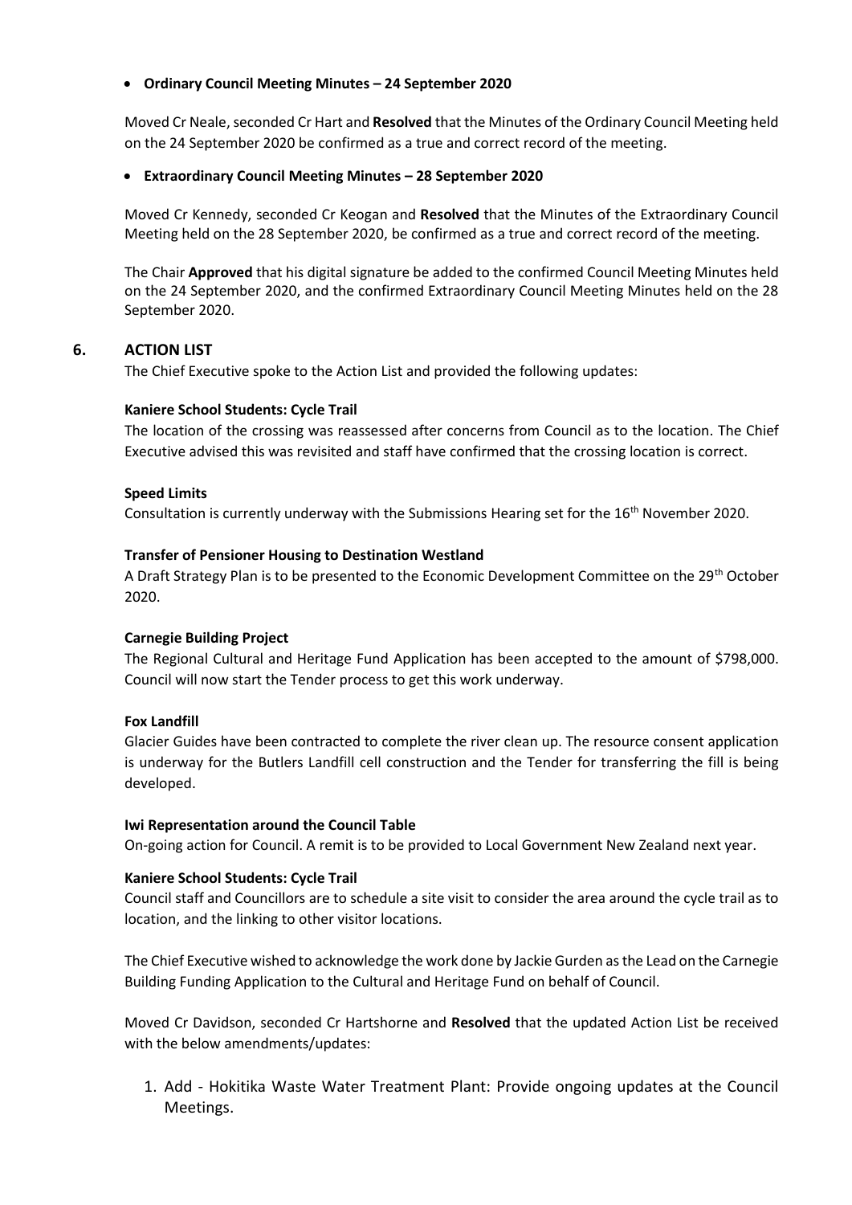- **Ordinary Council Meeting Minutes – 24 September 2020**

Moved Cr Neale, seconded Cr Hart and **Resolved** that the Minutes of the Ordinary Council Meeting held on the 24 September 2020 be confirmed as a true and correct record of the meeting.

- **Extraordinary Council Meeting Minutes – 28 September 2020**

Moved Cr Kennedy, seconded Cr Keogan and **Resolved** that the Minutes of the Extraordinary Council Meeting held on the 28 September 2020, be confirmed as a true and correct record of the meeting.

The Chair **Approved** that his digital signature be added to the confirmed Council Meeting Minutes held on the 24 September 2020, and the confirmed Extraordinary Council Meeting Minutes held on the 28 September 2020.

## 6. ACTION LIST

The Chief Executive spoke to the Action List and provided the following updates:

**Kaniere School Students: Cycle Trail**
The location of the crossing was reassessed after concerns from Council as to the location. The Chief Executive advised this was revisited and staff have confirmed that the crossing location is correct.

**Speed Limits**
Consultation is currently underway with the Submissions Hearing set for the 16th November 2020.

**Transfer of Pensioner Housing to Destination Westland**
A Draft Strategy Plan is to be presented to the Economic Development Committee on the 29th October 2020.

**Carnegie Building Project**
The Regional Cultural and Heritage Fund Application has been accepted to the amount of $798,000. Council will now start the Tender process to get this work underway.

**Fox Landfill**
Glacier Guides have been contracted to complete the river clean up. The resource consent application is underway for the Butlers Landfill cell construction and the Tender for transferring the fill is being developed.

**Iwi Representation around the Council Table**
On-going action for Council. A remit is to be provided to Local Government New Zealand next year.

**Kaniere School Students: Cycle Trail**
Council staff and Councillors are to schedule a site visit to consider the area around the cycle trail as to location, and the linking to other visitor locations.

The Chief Executive wished to acknowledge the work done by Jackie Gurden as the Lead on the Carnegie Building Funding Application to the Cultural and Heritage Fund on behalf of Council.

Moved Cr Davidson, seconded Cr Hartshorne and **Resolved** that the updated Action List be received with the below amendments/updates:

1. Add - Hokitika Waste Water Treatment Plant: Provide ongoing updates at the Council Meetings.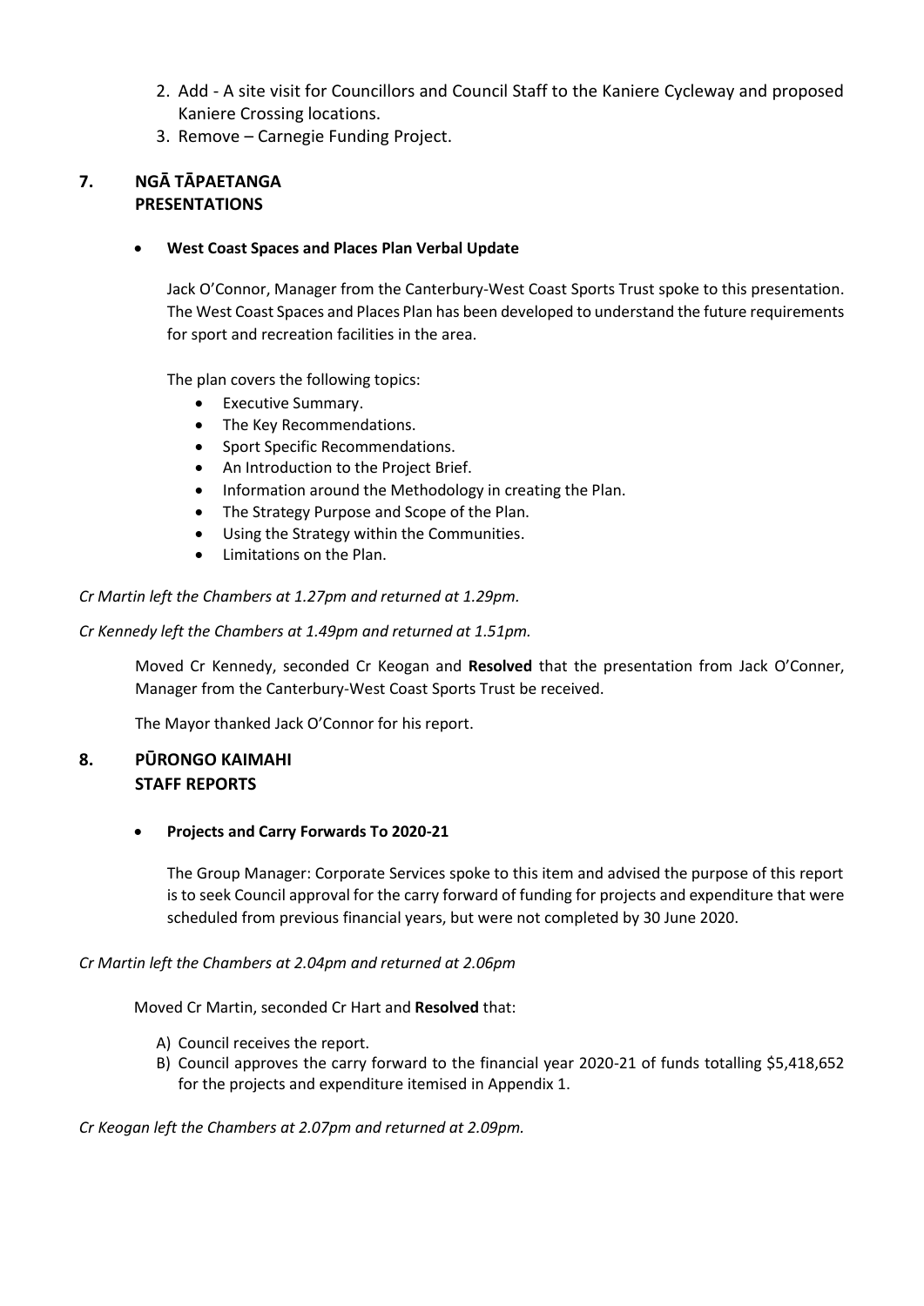2. Add - A site visit for Councillors and Council Staff to the Kaniere Cycleway and proposed Kaniere Crossing locations.
3. Remove – Carnegie Funding Project.

## 7. NGĀ TĀPAETANGA PRESENTATIONS

- **West Coast Spaces and Places Plan Verbal Update**

Jack O'Connor, Manager from the Canterbury-West Coast Sports Trust spoke to this presentation. The West Coast Spaces and Places Plan has been developed to understand the future requirements for sport and recreation facilities in the area.

The plan covers the following topics:

- Executive Summary.
- The Key Recommendations.
- Sport Specific Recommendations.
- An Introduction to the Project Brief.
- Information around the Methodology in creating the Plan.
- The Strategy Purpose and Scope of the Plan.
- Using the Strategy within the Communities.
- Limitations on the Plan.

*Cr Martin left the Chambers at 1.27pm and returned at 1.29pm.*

*Cr Kennedy left the Chambers at 1.49pm and returned at 1.51pm.*

Moved Cr Kennedy, seconded Cr Keogan and **Resolved** that the presentation from Jack O'Conner, Manager from the Canterbury-West Coast Sports Trust be received.

The Mayor thanked Jack O'Connor for his report.

## 8. PŪRONGO KAIMAHI STAFF REPORTS

- **Projects and Carry Forwards To 2020-21**

The Group Manager: Corporate Services spoke to this item and advised the purpose of this report is to seek Council approval for the carry forward of funding for projects and expenditure that were scheduled from previous financial years, but were not completed by 30 June 2020.

*Cr Martin left the Chambers at 2.04pm and returned at 2.06pm*

Moved Cr Martin, seconded Cr Hart and **Resolved** that:

A) Council receives the report.
B) Council approves the carry forward to the financial year 2020-21 of funds totalling $5,418,652 for the projects and expenditure itemised in Appendix 1.

*Cr Keogan left the Chambers at 2.07pm and returned at 2.09pm.*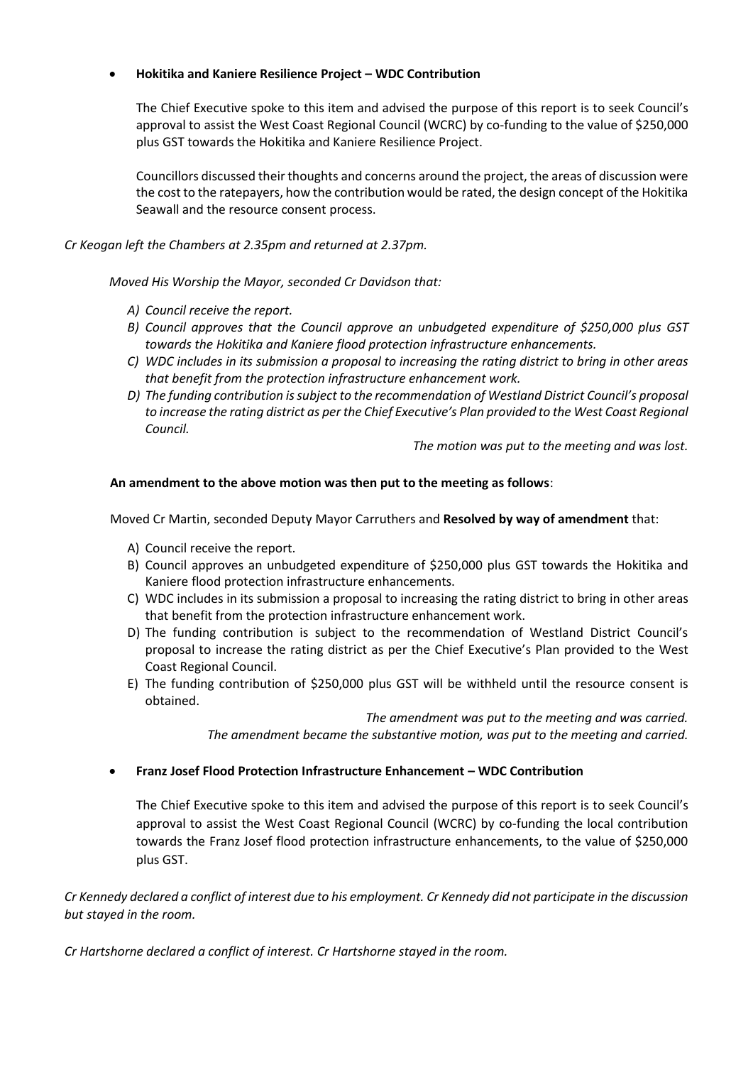- **Hokitika and Kaniere Resilience Project – WDC Contribution**

  The Chief Executive spoke to this item and advised the purpose of this report is to seek Council's approval to assist the West Coast Regional Council (WCRC) by co-funding to the value of $250,000 plus GST towards the Hokitika and Kaniere Resilience Project.

  Councillors discussed their thoughts and concerns around the project, the areas of discussion were the cost to the ratepayers, how the contribution would be rated, the design concept of the Hokitika Seawall and the resource consent process.

*Cr Keogan left the Chambers at 2.35pm and returned at 2.37pm.*

*Moved His Worship the Mayor, seconded Cr Davidson that:*

*A) Council receive the report.*
*B) Council approves that the Council approve an unbudgeted expenditure of $250,000 plus GST towards the Hokitika and Kaniere flood protection infrastructure enhancements.*
*C) WDC includes in its submission a proposal to increasing the rating district to bring in other areas that benefit from the protection infrastructure enhancement work.*
*D) The funding contribution is subject to the recommendation of Westland District Council's proposal to increase the rating district as per the Chief Executive's Plan provided to the West Coast Regional Council.*

*The motion was put to the meeting and was lost.*

**An amendment to the above motion was then put to the meeting as follows**:

Moved Cr Martin, seconded Deputy Mayor Carruthers and **Resolved by way of amendment** that:

A) Council receive the report.
B) Council approves an unbudgeted expenditure of $250,000 plus GST towards the Hokitika and Kaniere flood protection infrastructure enhancements.
C) WDC includes in its submission a proposal to increasing the rating district to bring in other areas that benefit from the protection infrastructure enhancement work.
D) The funding contribution is subject to the recommendation of Westland District Council's proposal to increase the rating district as per the Chief Executive's Plan provided to the West Coast Regional Council.
E) The funding contribution of $250,000 plus GST will be withheld until the resource consent is obtained.

*The amendment was put to the meeting and was carried.*
*The amendment became the substantive motion, was put to the meeting and carried.*

- **Franz Josef Flood Protection Infrastructure Enhancement – WDC Contribution**

  The Chief Executive spoke to this item and advised the purpose of this report is to seek Council's approval to assist the West Coast Regional Council (WCRC) by co-funding the local contribution towards the Franz Josef flood protection infrastructure enhancements, to the value of $250,000 plus GST.

*Cr Kennedy declared a conflict of interest due to his employment. Cr Kennedy did not participate in the discussion but stayed in the room.*

*Cr Hartshorne declared a conflict of interest. Cr Hartshorne stayed in the room.*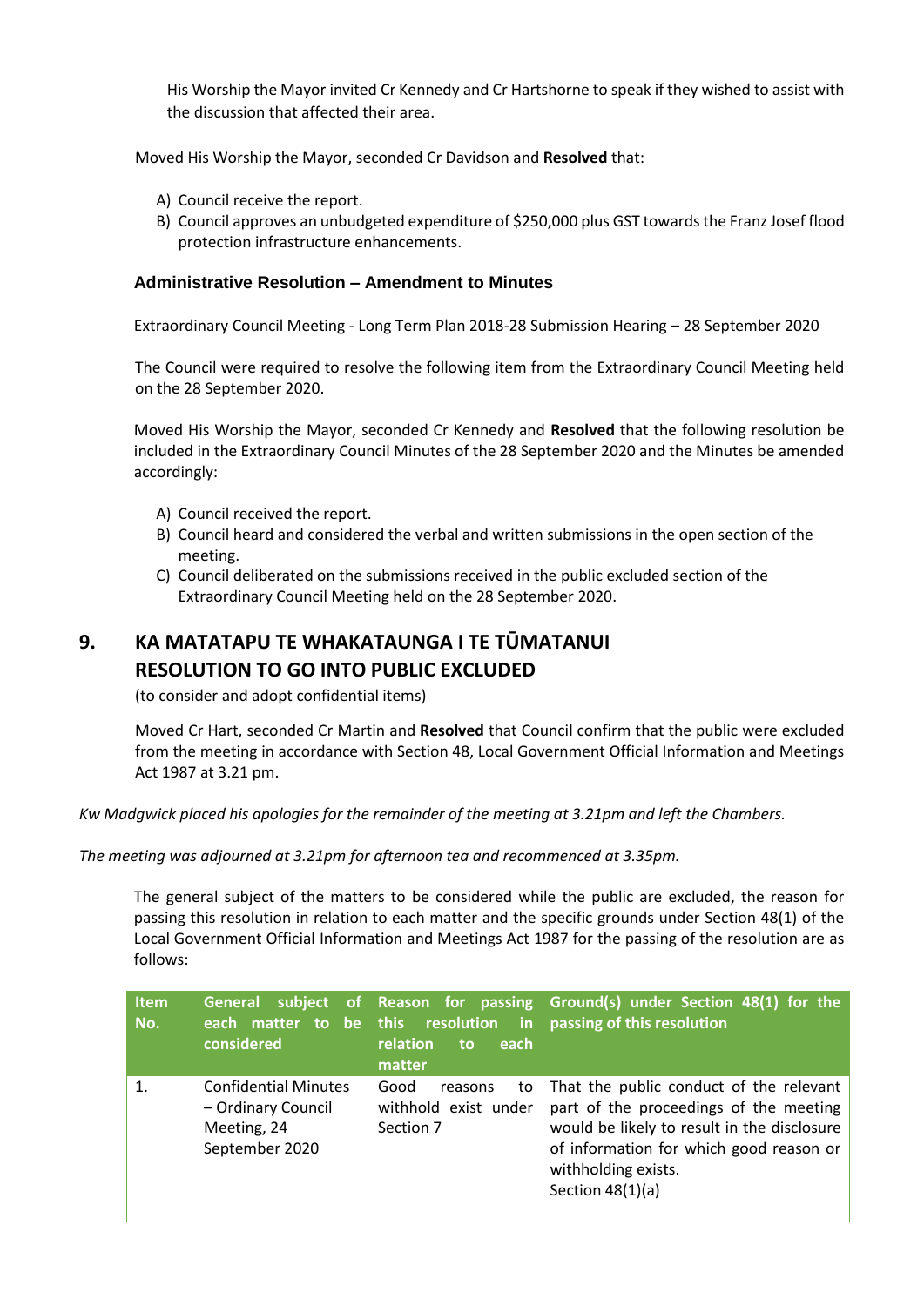His Worship the Mayor invited Cr Kennedy and Cr Hartshorne to speak if they wished to assist with the discussion that affected their area.

Moved His Worship the Mayor, seconded Cr Davidson and **Resolved** that:

A) Council receive the report.
B) Council approves an unbudgeted expenditure of $250,000 plus GST towards the Franz Josef flood protection infrastructure enhancements.

### Administrative Resolution – Amendment to Minutes

Extraordinary Council Meeting - Long Term Plan 2018-28 Submission Hearing – 28 September 2020

The Council were required to resolve the following item from the Extraordinary Council Meeting held on the 28 September 2020.

Moved His Worship the Mayor, seconded Cr Kennedy and **Resolved** that the following resolution be included in the Extraordinary Council Minutes of the 28 September 2020 and the Minutes be amended accordingly:

A) Council received the report.
B) Council heard and considered the verbal and written submissions in the open section of the meeting.
C) Council deliberated on the submissions received in the public excluded section of the Extraordinary Council Meeting held on the 28 September 2020.

## 9. KA MATATAPU TE WHAKATAUNGA I TE TŪMATANUI RESOLUTION TO GO INTO PUBLIC EXCLUDED

(to consider and adopt confidential items)

Moved Cr Hart, seconded Cr Martin and **Resolved** that Council confirm that the public were excluded from the meeting in accordance with Section 48, Local Government Official Information and Meetings Act 1987 at 3.21 pm.

*Kw Madgwick placed his apologies for the remainder of the meeting at 3.21pm and left the Chambers.*

*The meeting was adjourned at 3.21pm for afternoon tea and recommenced at 3.35pm.*

The general subject of the matters to be considered while the public are excluded, the reason for passing this resolution in relation to each matter and the specific grounds under Section 48(1) of the Local Government Official Information and Meetings Act 1987 for the passing of the resolution are as follows:

| Item No. | General subject of each matter to be considered | Reason for passing this resolution in relation to each matter | Ground(s) under Section 48(1) for the passing of this resolution |
|---|---|---|---|
| 1. | Confidential Minutes – Ordinary Council Meeting, 24 September 2020 | Good reasons to withhold exist under Section 7 | That the public conduct of the relevant part of the proceedings of the meeting would be likely to result in the disclosure of information for which good reason or withholding exists. Section 48(1)(a) |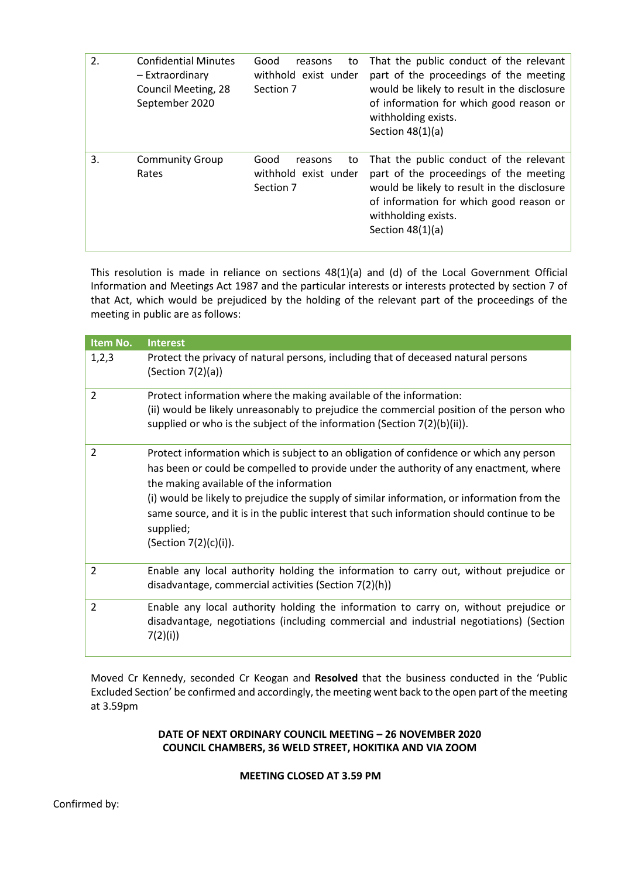| | | | |
|---|---|---|---|
| 2. | Confidential Minutes – Extraordinary Council Meeting, 28 September 2020 | Good reasons to withhold exist under Section 7 | That the public conduct of the relevant part of the proceedings of the meeting would be likely to result in the disclosure of information for which good reason or withholding exists.<br>Section 48(1)(a) |
| 3. | Community Group Rates | Good reasons to withhold exist under Section 7 | That the public conduct of the relevant part of the proceedings of the meeting would be likely to result in the disclosure of information for which good reason or withholding exists.<br>Section 48(1)(a) |

This resolution is made in reliance on sections 48(1)(a) and (d) of the Local Government Official Information and Meetings Act 1987 and the particular interests or interests protected by section 7 of that Act, which would be prejudiced by the holding of the relevant part of the proceedings of the meeting in public are as follows:

| Item No. | Interest |
|---|---|
| 1,2,3 | Protect the privacy of natural persons, including that of deceased natural persons (Section 7(2)(a)) |
| 2 | Protect information where the making available of the information:<br>(ii) would be likely unreasonably to prejudice the commercial position of the person who supplied or who is the subject of the information (Section 7(2)(b)(ii)). |
| 2 | Protect information which is subject to an obligation of confidence or which any person has been or could be compelled to provide under the authority of any enactment, where the making available of the information<br>(i) would be likely to prejudice the supply of similar information, or information from the same source, and it is in the public interest that such information should continue to be supplied;<br>(Section 7(2)(c)(i)). |
| 2 | Enable any local authority holding the information to carry out, without prejudice or disadvantage, commercial activities (Section 7(2)(h)) |
| 2 | Enable any local authority holding the information to carry on, without prejudice or disadvantage, negotiations (including commercial and industrial negotiations) (Section 7(2)(i)) |

Moved Cr Kennedy, seconded Cr Keogan and **Resolved** that the business conducted in the 'Public Excluded Section' be confirmed and accordingly, the meeting went back to the open part of the meeting at 3.59pm

**DATE OF NEXT ORDINARY COUNCIL MEETING – 26 NOVEMBER 2020**
**COUNCIL CHAMBERS, 36 WELD STREET, HOKITIKA AND VIA ZOOM**

**MEETING CLOSED AT 3.59 PM**

Confirmed by: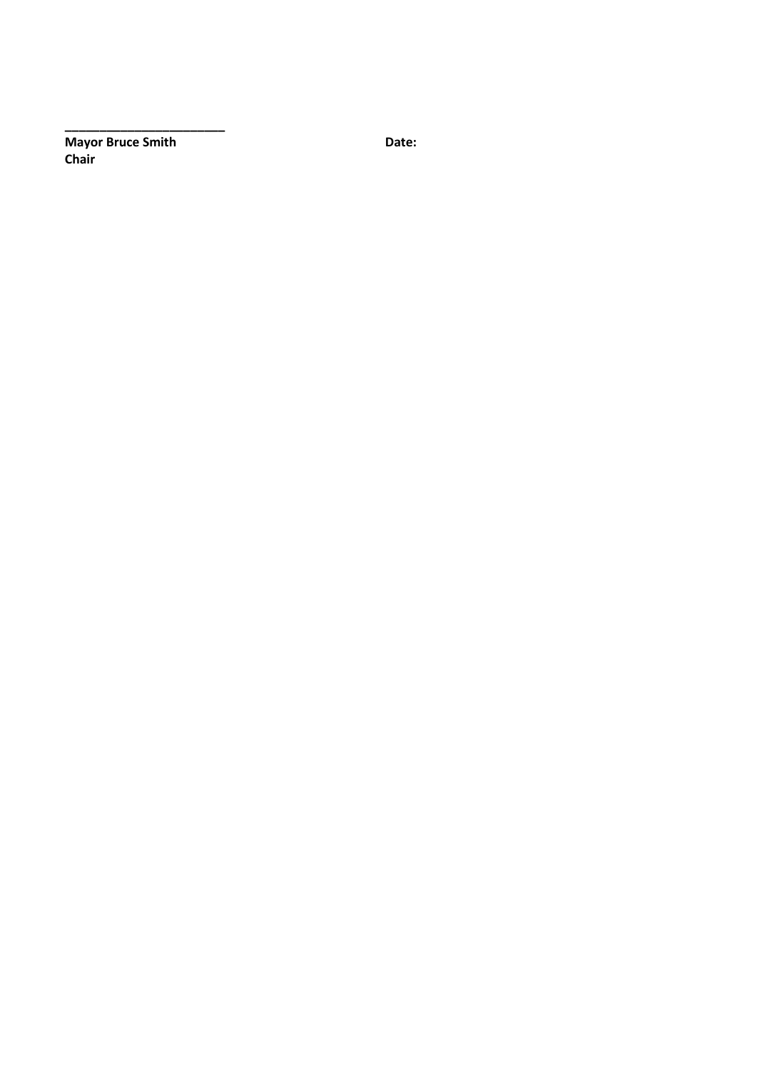_______________________

**Mayor Bruce Smith** **Date:**

**Chair**